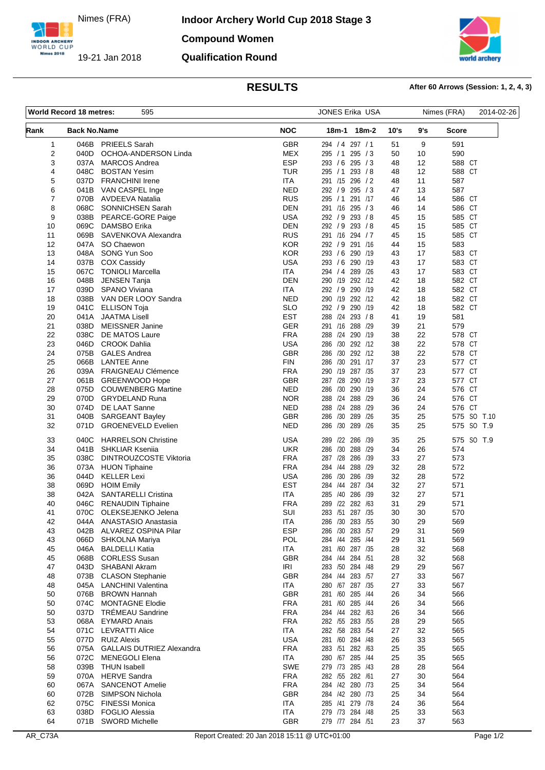Nimes (FRA) 19-21 Jan 2018

# Indoor Archery World Cup 2018 Stage 3

## Compound Women

## Qualification Round

### RESULTS

**After 60 Arrows (Session: 1, 2, 4, 3)**

| World Record 18 metres: | 595 | JONES Erika USA | Nimes (FRA) | 2014-02-26 |
|---|---|---|---|---|

| Rank | Back No. | Name | NOC | 18m-1 | 18m-2 | 10's | 9's | Score |
|---|---|---|---|---|---|---|---|---|
| 1 | 046B | PRIEELS Sarah | GBR | 294 /4 | 297 /1 | 51 | 9 | 591 |
| 2 | 040D | OCHOA-ANDERSON Linda | MEX | 295 /1 | 295 /3 | 50 | 10 | 590 |
| 3 | 037A | MARCOS Andrea | ESP | 293 /6 | 295 /3 | 48 | 12 | 588 CT |
| 4 | 048C | BOSTAN Yesim | TUR | 295 /1 | 293 /8 | 48 | 12 | 588 CT |
| 5 | 037D | FRANCHINI Irene | ITA | 291 /15 | 296 /2 | 48 | 11 | 587 |
| 6 | 041B | VAN CASPEL Inge | NED | 292 /9 | 295 /3 | 47 | 13 | 587 |
| 7 | 070B | AVDEEVA Natalia | RUS | 295 /1 | 291 /17 | 46 | 14 | 586 CT |
| 8 | 068C | SONNICHSEN Sarah | DEN | 291 /16 | 295 /3 | 46 | 14 | 586 CT |
| 9 | 038B | PEARCE-GORE Paige | USA | 292 /9 | 293 /8 | 45 | 15 | 585 CT |
| 10 | 069C | DAMSBO Erika | DEN | 292 /9 | 293 /8 | 45 | 15 | 585 CT |
| 11 | 069B | SAVENKOVA Alexandra | RUS | 291 /16 | 294 /7 | 45 | 15 | 585 CT |
| 12 | 047A | SO Chaewon | KOR | 292 /9 | 291 /16 | 44 | 15 | 583 |
| 13 | 048A | SONG Yun Soo | KOR | 293 /6 | 290 /19 | 43 | 17 | 583 CT |
| 14 | 037B | COX Cassidy | USA | 293 /6 | 290 /19 | 43 | 17 | 583 CT |
| 15 | 067C | TONIOLI Marcella | ITA | 294 /4 | 289 /26 | 43 | 17 | 583 CT |
| 16 | 048B | JENSEN Tanja | DEN | 290 /19 | 292 /12 | 42 | 18 | 582 CT |
| 17 | 039D | SPANO Viviana | ITA | 292 /9 | 290 /19 | 42 | 18 | 582 CT |
| 18 | 038B | VAN DER LOOY Sandra | NED | 290 /19 | 292 /12 | 42 | 18 | 582 CT |
| 19 | 041C | ELLISON Toja | SLO | 292 /9 | 290 /19 | 42 | 18 | 582 CT |
| 20 | 041A | JAATMA Lisell | EST | 288 /24 | 293 /8 | 41 | 19 | 581 |
| 21 | 038D | MEISSNER Janine | GER | 291 /16 | 288 /29 | 39 | 21 | 579 |
| 22 | 038C | DE MATOS Laure | FRA | 288 /24 | 290 /19 | 38 | 22 | 578 CT |
| 23 | 046D | CROOK Dahlia | USA | 286 /30 | 292 /12 | 38 | 22 | 578 CT |
| 24 | 075B | GALES Andrea | GBR | 286 /30 | 292 /12 | 38 | 22 | 578 CT |
| 25 | 066B | LANTEE Anne | FIN | 286 /30 | 291 /17 | 37 | 23 | 577 CT |
| 26 | 039A | FRAIGNEAU Clémence | FRA | 290 /19 | 287 /35 | 37 | 23 | 577 CT |
| 27 | 061B | GREENWOOD Hope | GBR | 287 /28 | 290 /19 | 37 | 23 | 577 CT |
| 28 | 075D | COUWENBERG Martine | NED | 286 /30 | 290 /19 | 36 | 24 | 576 CT |
| 29 | 070D | GRYDELAND Runa | NOR | 288 /24 | 288 /29 | 36 | 24 | 576 CT |
| 30 | 074D | DE LAAT Sanne | NED | 288 /24 | 288 /29 | 36 | 24 | 576 CT |
| 31 | 040B | SARGEANT Bayley | GBR | 286 /30 | 289 /26 | 35 | 25 | 575 SO T.10 |
| 32 | 071D | GROENEVELD Evelien | NED | 286 /30 | 289 /26 | 35 | 25 | 575 SO T.9 |
| 33 | 040C | HARRELSON Christine | USA | 289 /22 | 286 /39 | 35 | 25 | 575 SO T.9 |
| 34 | 041B | SHKLIAR Kseniia | UKR | 286 /30 | 288 /29 | 34 | 26 | 574 |
| 35 | 038C | DINTROUZCOSTE Viktoria | FRA | 287 /28 | 286 /39 | 33 | 27 | 573 |
| 36 | 073A | HUON Tiphaine | FRA | 284 /44 | 288 /29 | 32 | 28 | 572 |
| 36 | 044D | KELLER Lexi | USA | 286 /30 | 286 /39 | 32 | 28 | 572 |
| 38 | 069D | HOIM Emily | EST | 284 /44 | 287 /34 | 32 | 27 | 571 |
| 38 | 042A | SANTARELLI Cristina | ITA | 285 /40 | 286 /39 | 32 | 27 | 571 |
| 40 | 046C | RENAUDIN Tiphaine | FRA | 289 /22 | 282 /63 | 31 | 29 | 571 |
| 41 | 070C | OLEKSEJENKO Jelena | SUI | 283 /51 | 287 /35 | 30 | 30 | 570 |
| 42 | 044A | ANASTASIO Anastasia | ITA | 286 /30 | 283 /55 | 30 | 29 | 569 |
| 43 | 042B | ALVAREZ OSPINA Pilar | ESP | 286 /30 | 283 /57 | 29 | 31 | 569 |
| 43 | 066D | SHKOLNA Mariya | POL | 284 /44 | 285 /44 | 29 | 31 | 569 |
| 45 | 046A | BALDELLI Katia | ITA | 281 /60 | 287 /35 | 28 | 32 | 568 |
| 45 | 068B | CORLESS Susan | GBR | 284 /44 | 284 /51 | 28 | 32 | 568 |
| 47 | 043D | SHABANI Akram | IRI | 283 /50 | 284 /48 | 29 | 29 | 567 |
| 48 | 073B | CLASON Stephanie | GBR | 284 /44 | 283 /57 | 27 | 33 | 567 |
| 48 | 045A | LANCHINI Valentina | ITA | 280 /67 | 287 /35 | 27 | 33 | 567 |
| 50 | 076B | BROWN Hannah | GBR | 281 /60 | 285 /44 | 26 | 34 | 566 |
| 50 | 074C | MONTAGNE Elodie | FRA | 281 /60 | 285 /44 | 26 | 34 | 566 |
| 50 | 037D | TRÉMEAU Sandrine | FRA | 284 /44 | 282 /63 | 26 | 34 | 566 |
| 53 | 068A | EYMARD Anais | FRA | 282 /55 | 283 /55 | 28 | 29 | 565 |
| 54 | 071C | LEVRATTI Alice | ITA | 282 /58 | 283 /54 | 27 | 32 | 565 |
| 55 | 077D | RUIZ Alexis | USA | 281 /60 | 284 /48 | 26 | 33 | 565 |
| 56 | 075A | GALLAIS DUTRIEZ Alexandra | FRA | 283 /51 | 282 /63 | 25 | 35 | 565 |
| 56 | 072C | MENEGOLI Elena | ITA | 280 /67 | 285 /44 | 25 | 35 | 565 |
| 58 | 039B | THUN Isabell | SWE | 279 /73 | 285 /43 | 28 | 28 | 564 |
| 59 | 070A | HERVE Sandra | FRA | 282 /55 | 282 /61 | 27 | 30 | 564 |
| 60 | 067A | SANCENOT Amelie | FRA | 284 /42 | 280 /73 | 25 | 34 | 564 |
| 60 | 072B | SIMPSON Nichola | GBR | 284 /42 | 280 /73 | 25 | 34 | 564 |
| 62 | 075C | FINESSI Monica | ITA | 285 /41 | 279 /78 | 24 | 36 | 564 |
| 63 | 038D | FOGLIO Alessia | ITA | 279 /73 | 284 /48 | 25 | 33 | 563 |
| 64 | 071B | SWORD Michelle | GBR | 279 /77 | 284 /51 | 23 | 37 | 563 |

AR_C73A — Report Created: 20 Jan 2018 15:11 @ UTC+01:00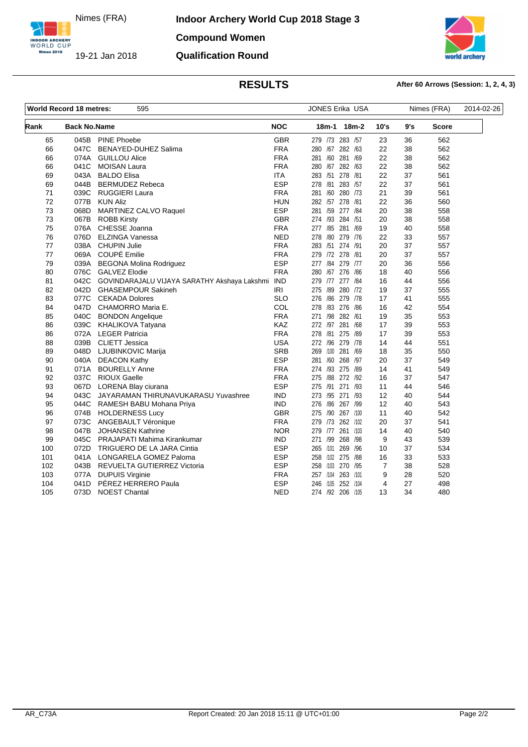Nimes (FRA)

19-21 Jan 2018

# Indoor Archery World Cup 2018 Stage 3

## Compound Women

## Qualification Round

## RESULTS

**After 60 Arrows (Session: 1, 2, 4, 3)**

| **World Record 18 metres:** | 595 | JONES Erika USA | Nimes (FRA) | 2014-02-26 |
|---|---|---|---|---|

| Rank | Back No. | Name | NOC | 18m-1 | 18m-2 | 10's | 9's | Score |
|---|---|---|---|---|---|---|---|---|
| 65 | 045B | PINE Phoebe | GBR | 279 /73 | 283 /57 | 23 | 36 | 562 |
| 66 | 047C | BENAYED-DUHEZ Salima | FRA | 280 /67 | 282 /63 | 22 | 38 | 562 |
| 66 | 074A | GUILLOU Alice | FRA | 281 /60 | 281 /69 | 22 | 38 | 562 |
| 66 | 041C | MOISAN Laura | FRA | 280 /67 | 282 /63 | 22 | 38 | 562 |
| 69 | 043A | BALDO Elisa | ITA | 283 /51 | 278 /81 | 22 | 37 | 561 |
| 69 | 044B | BERMUDEZ Rebeca | ESP | 278 /81 | 283 /57 | 22 | 37 | 561 |
| 71 | 039C | RUGGIERI Laura | FRA | 281 /60 | 280 /73 | 21 | 39 | 561 |
| 72 | 077B | KUN Aliz | HUN | 282 /57 | 278 /81 | 22 | 36 | 560 |
| 73 | 068D | MARTINEZ CALVO Raquel | ESP | 281 /59 | 277 /84 | 20 | 38 | 558 |
| 73 | 067B | ROBB Kirsty | GBR | 274 /93 | 284 /51 | 20 | 38 | 558 |
| 75 | 076A | CHESSE Joanna | FRA | 277 /85 | 281 /69 | 19 | 40 | 558 |
| 76 | 076D | ELZINGA Vanessa | NED | 278 /80 | 279 /76 | 22 | 33 | 557 |
| 77 | 038A | CHUPIN Julie | FRA | 283 /51 | 274 /91 | 20 | 37 | 557 |
| 77 | 069A | COUPÉ Emilie | FRA | 279 /72 | 278 /81 | 20 | 37 | 557 |
| 79 | 039A | BEGONA Molina Rodriguez | ESP | 277 /84 | 279 /77 | 20 | 36 | 556 |
| 80 | 076C | GALVEZ Elodie | FRA | 280 /67 | 276 /86 | 18 | 40 | 556 |
| 81 | 042C | GOVINDARAJALU VIJAYA SARATHY Akshaya Lakshmi | IND | 279 /77 | 277 /84 | 16 | 44 | 556 |
| 82 | 042D | GHASEMPOUR Sakineh | IRI | 275 /89 | 280 /72 | 19 | 37 | 555 |
| 83 | 077C | CEKADA Dolores | SLO | 276 /86 | 279 /78 | 17 | 41 | 555 |
| 84 | 047D | CHAMORRO Maria E. | COL | 278 /83 | 276 /86 | 16 | 42 | 554 |
| 85 | 040C | BONDON Angelique | FRA | 271 /98 | 282 /61 | 19 | 35 | 553 |
| 86 | 039C | KHALIKOVA Tatyana | KAZ | 272 /97 | 281 /68 | 17 | 39 | 553 |
| 86 | 072A | LEGER Patricia | FRA | 278 /81 | 275 /89 | 17 | 39 | 553 |
| 88 | 039B | CLIETT Jessica | USA | 272 /96 | 279 /78 | 14 | 44 | 551 |
| 89 | 048D | LJUBINKOVIC Marija | SRB | 269 /100 | 281 /69 | 18 | 35 | 550 |
| 90 | 040A | DEACON Kathy | ESP | 281 /60 | 268 /97 | 20 | 37 | 549 |
| 91 | 071A | BOURELLY Anne | FRA | 274 /93 | 275 /89 | 14 | 41 | 549 |
| 92 | 037C | RIOUX Gaelle | FRA | 275 /88 | 272 /92 | 16 | 37 | 547 |
| 93 | 067D | LORENA Blay ciurana | ESP | 275 /91 | 271 /93 | 11 | 44 | 546 |
| 94 | 043C | JAYARAMAN THIRUNAVUKARASU Yuvashree | IND | 273 /95 | 271 /93 | 12 | 40 | 544 |
| 95 | 044C | RAMESH BABU Mohana Priya | IND | 276 /86 | 267 /99 | 12 | 40 | 543 |
| 96 | 074B | HOLDERNESS Lucy | GBR | 275 /90 | 267 /100 | 11 | 40 | 542 |
| 97 | 073C | ANGEBAULT Véronique | FRA | 279 /73 | 262 /102 | 20 | 37 | 541 |
| 98 | 047B | JOHANSEN Kathrine | NOR | 279 /77 | 261 /103 | 14 | 40 | 540 |
| 99 | 045C | PRAJAPATI Mahima Kirankumar | IND | 271 /99 | 268 /98 | 9 | 43 | 539 |
| 100 | 072D | TRIGUERO DE LA JARA Cintia | ESP | 265 /101 | 269 /96 | 10 | 37 | 534 |
| 101 | 041A | LONGARELA GOMEZ Paloma | ESP | 258 /102 | 275 /88 | 16 | 33 | 533 |
| 102 | 043B | REVUELTA GUTIERREZ Victoria | ESP | 258 /103 | 270 /95 | 7 | 38 | 528 |
| 103 | 077A | DUPUIS Virginie | FRA | 257 /104 | 263 /101 | 9 | 28 | 520 |
| 104 | 041D | PÉREZ HERRERO Paula | ESP | 246 /105 | 252 /104 | 4 | 27 | 498 |
| 105 | 073D | NOEST Chantal | NED | 274 /92 | 206 /105 | 13 | 34 | 480 |

AR_C73A — Report Created: 20 Jan 2018 15:11 @ UTC+01:00